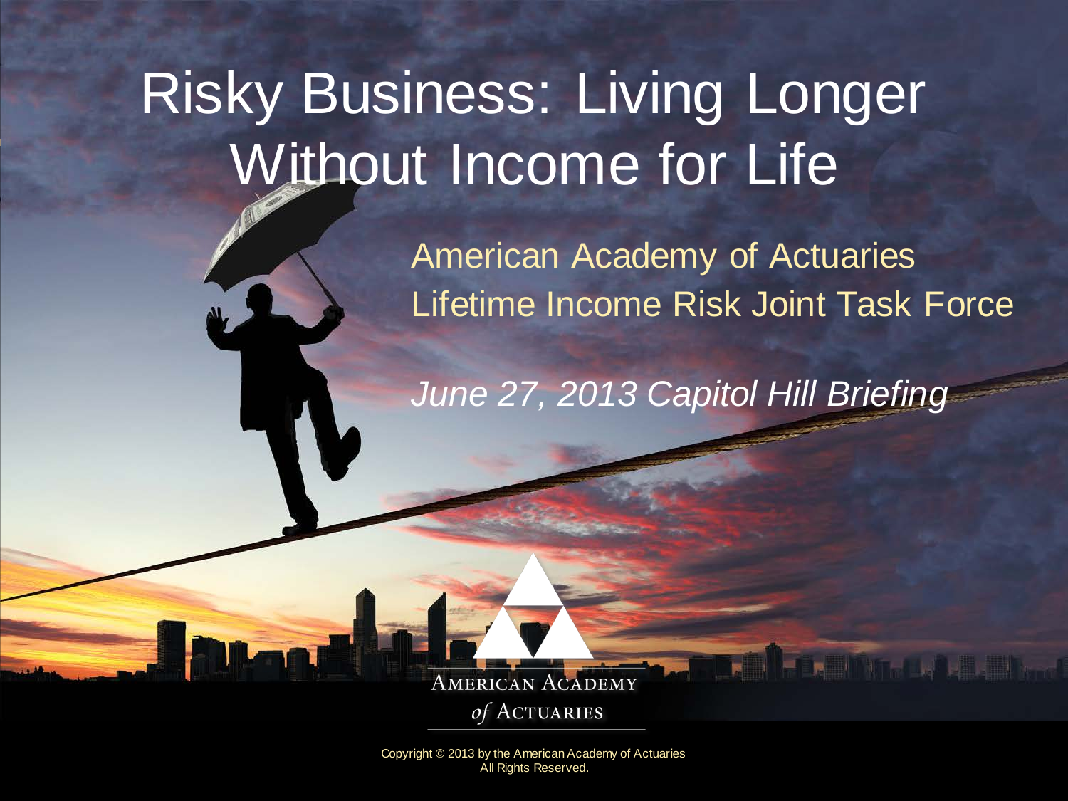# Risky Business: Living Longer Without Income for Life

American Academy of Actuaries
Lifetime Income Risk Joint Task Force

*June 27, 2013 Capitol Hill Briefing*

AMERICAN ACADEMY *of* ACTUARIES

Copyright © 2013 by the American Academy of Actuaries
All Rights Reserved.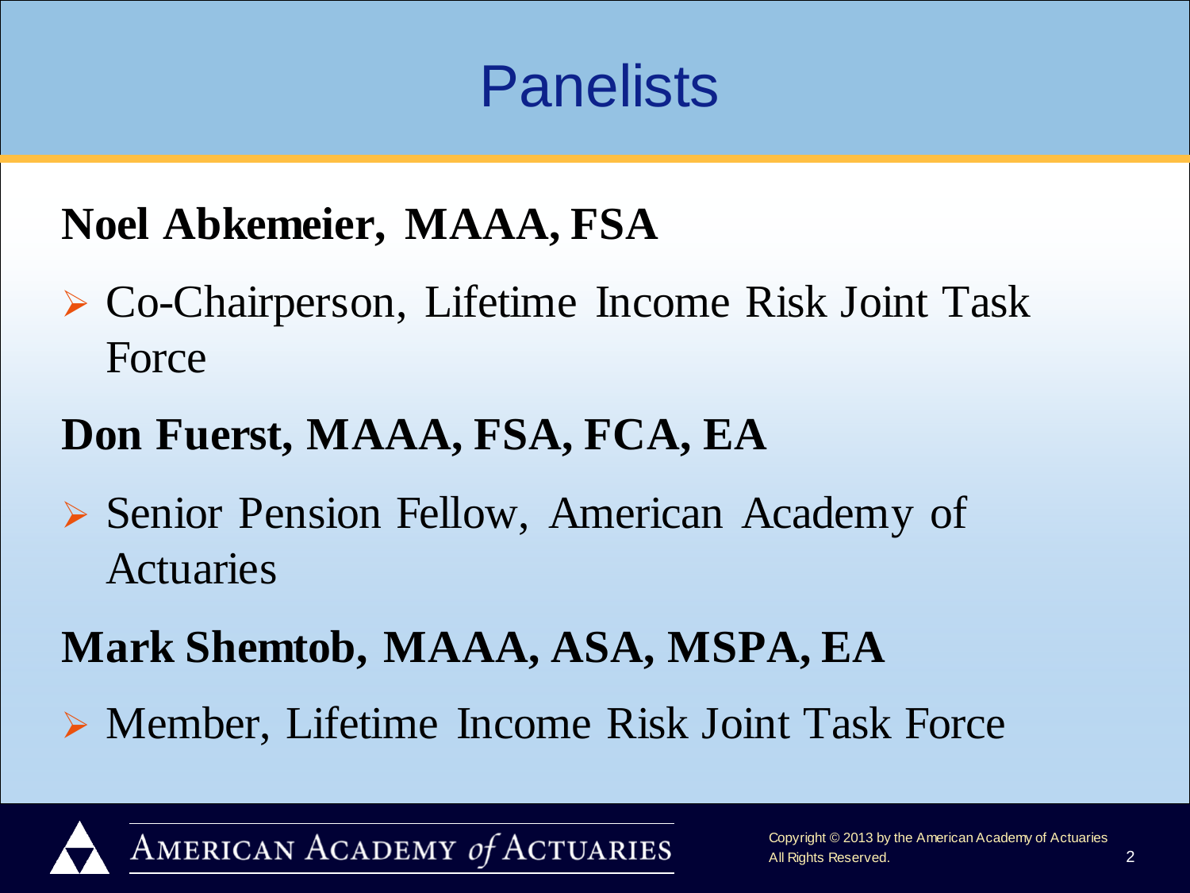# Panelists

**Noel Abkemeier, MAAA, FSA**

- Co-Chairperson, Lifetime Income Risk Joint Task Force

**Don Fuerst, MAAA, FSA, FCA, EA**

- Senior Pension Fellow, American Academy of Actuaries

**Mark Shemtob, MAAA, ASA, MSPA, EA**

- Member, Lifetime Income Risk Joint Task Force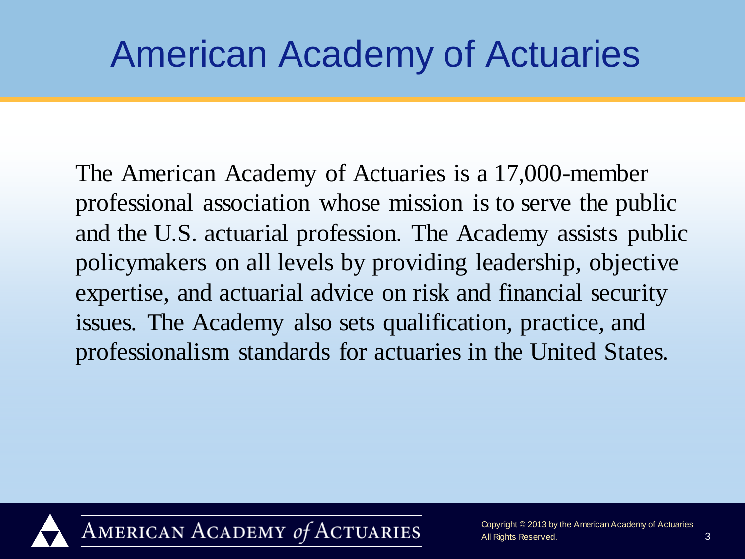# American Academy of Actuaries

The American Academy of Actuaries is a 17,000-member professional association whose mission is to serve the public and the U.S. actuarial profession. The Academy assists public policymakers on all levels by providing leadership, objective expertise, and actuarial advice on risk and financial security issues. The Academy also sets qualification, practice, and professionalism standards for actuaries in the United States.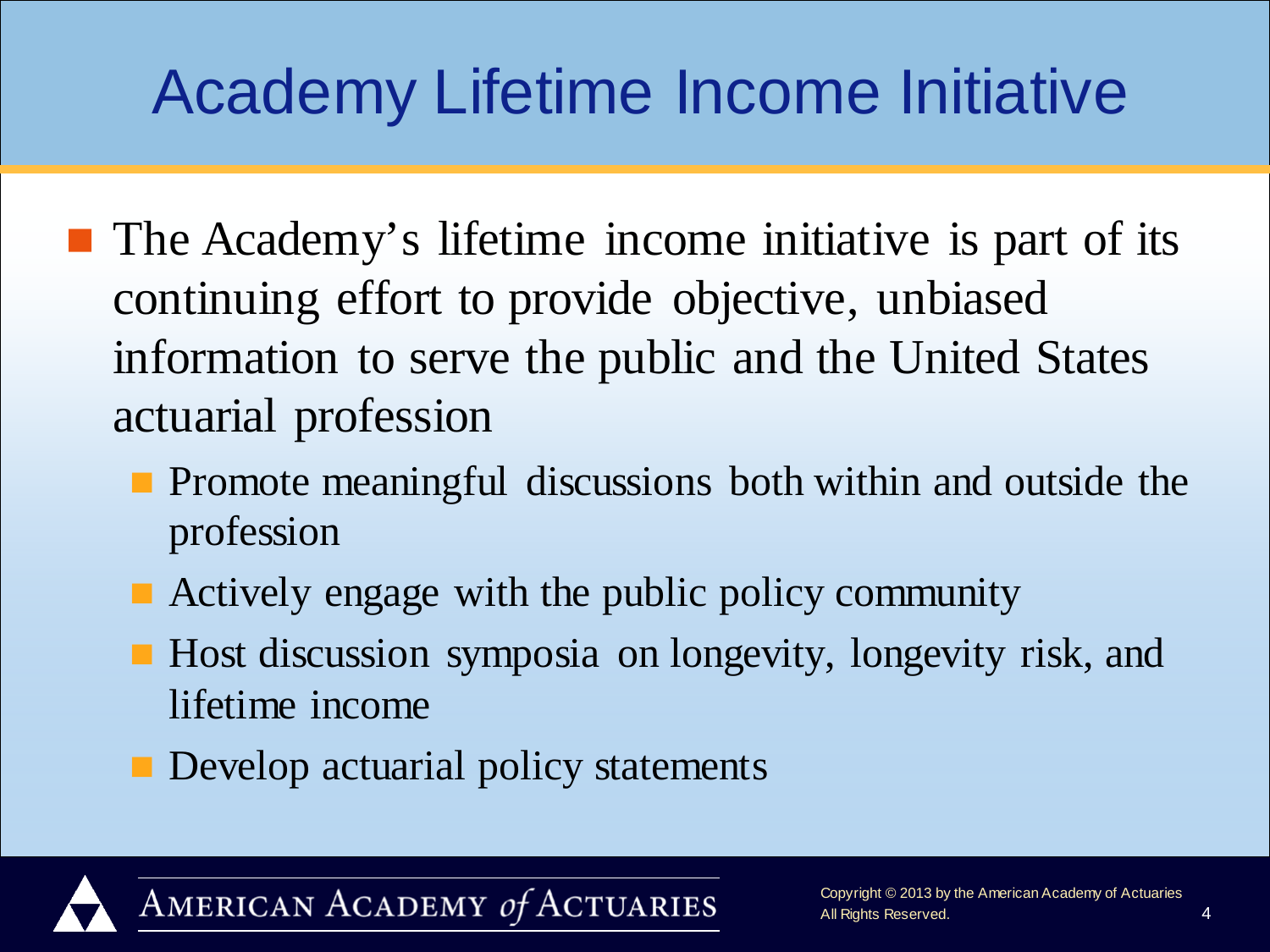# Academy Lifetime Income Initiative

- The Academy's lifetime income initiative is part of its continuing effort to provide objective, unbiased information to serve the public and the United States actuarial profession
  - Promote meaningful discussions both within and outside the profession
  - Actively engage with the public policy community
  - Host discussion symposia on longevity, longevity risk, and lifetime income
  - Develop actuarial policy statements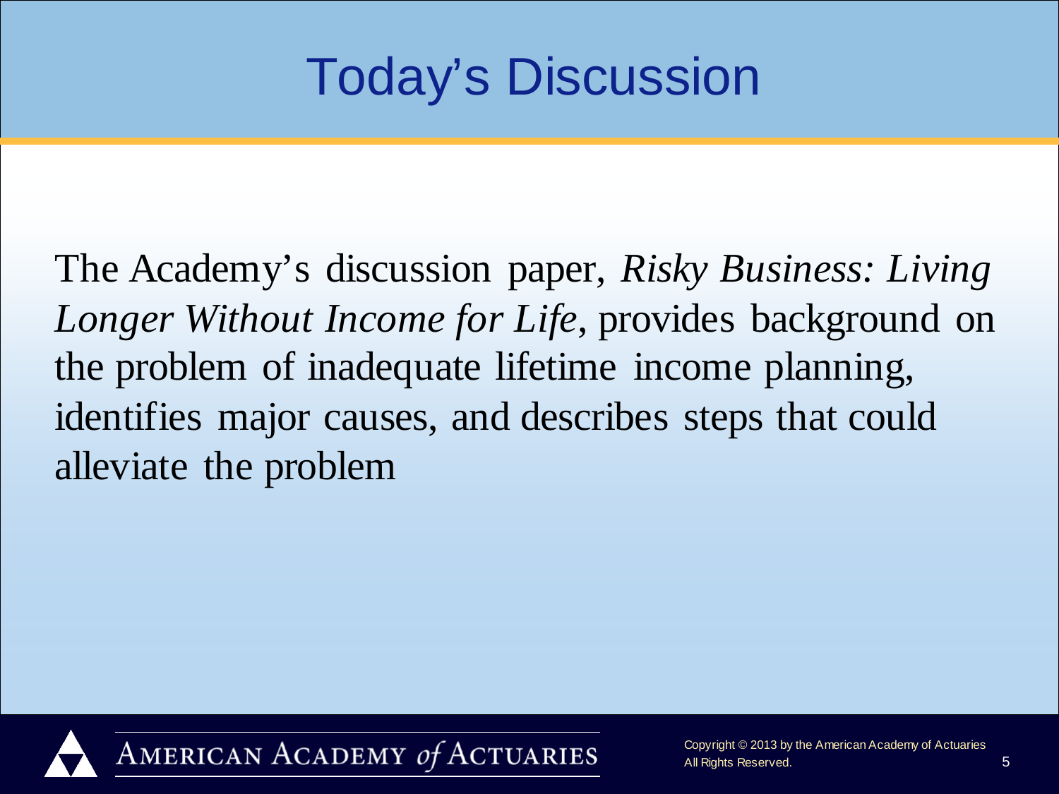# Today's Discussion

The Academy's discussion paper, *Risky Business: Living Longer Without Income for Life*, provides background on the problem of inadequate lifetime income planning, identifies major causes, and describes steps that could alleviate the problem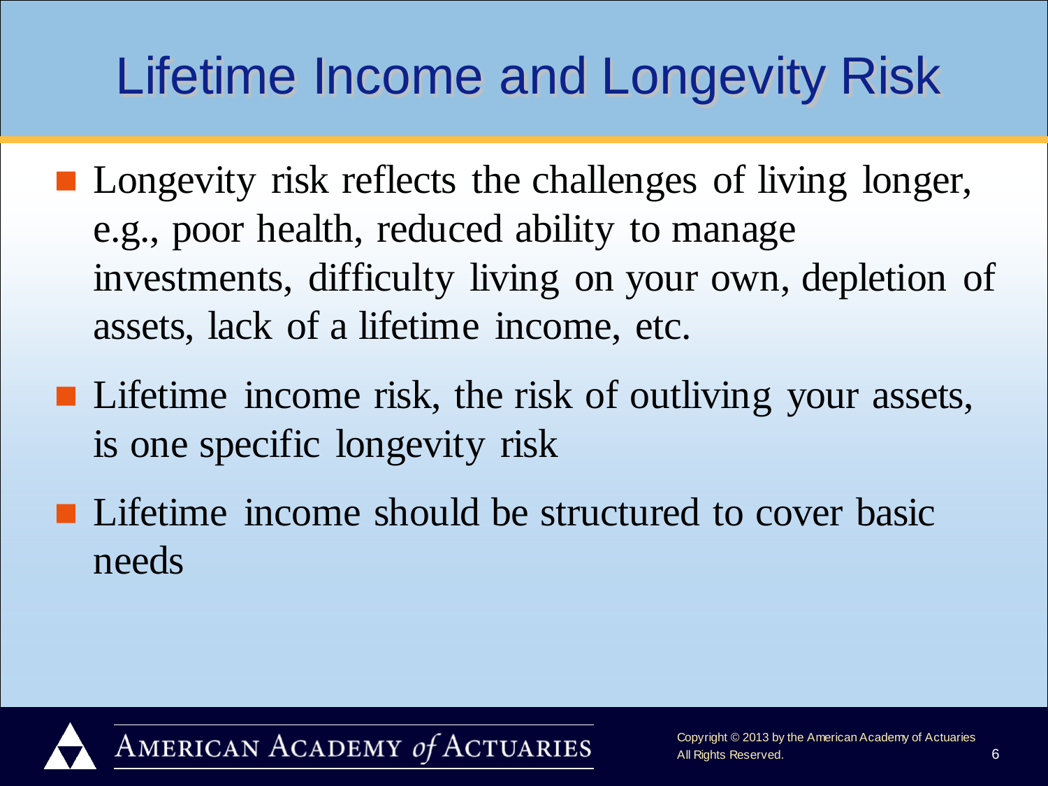# Lifetime Income and Longevity Risk

- Longevity risk reflects the challenges of living longer, e.g., poor health, reduced ability to manage investments, difficulty living on your own, depletion of assets, lack of a lifetime income, etc.
- Lifetime income risk, the risk of outliving your assets, is one specific longevity risk
- Lifetime income should be structured to cover basic needs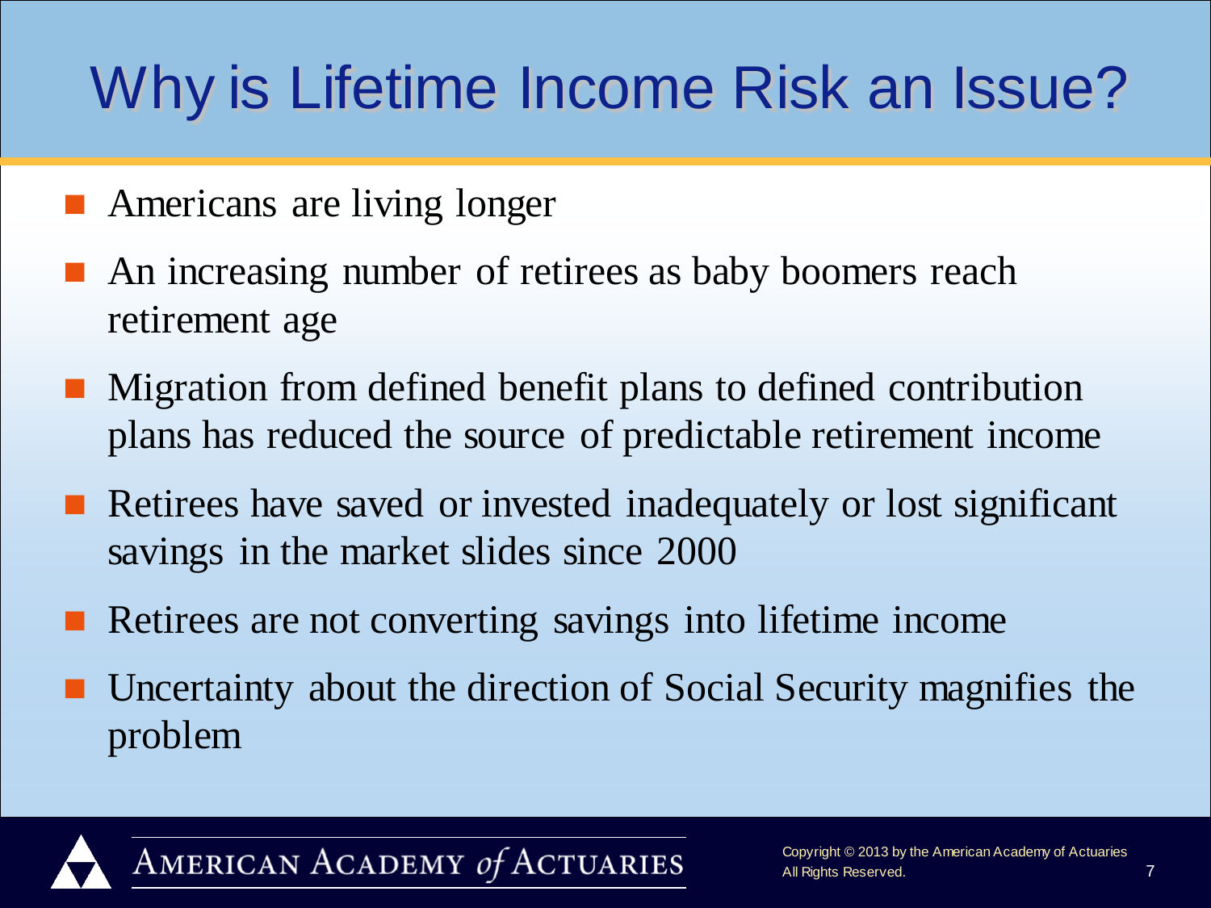# Why is Lifetime Income Risk an Issue?

- Americans are living longer
- An increasing number of retirees as baby boomers reach retirement age
- Migration from defined benefit plans to defined contribution plans has reduced the source of predictable retirement income
- Retirees have saved or invested inadequately or lost significant savings in the market slides since 2000
- Retirees are not converting savings into lifetime income
- Uncertainty about the direction of Social Security magnifies the problem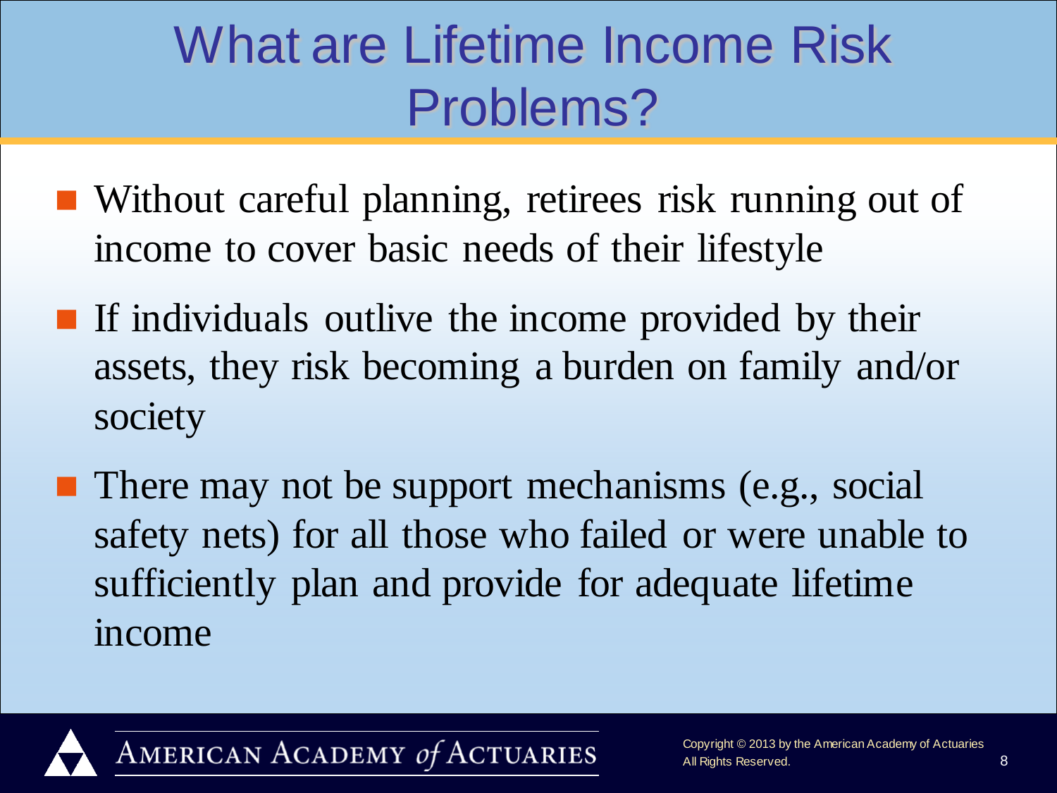# What are Lifetime Income Risk Problems?

- Without careful planning, retirees risk running out of income to cover basic needs of their lifestyle
- If individuals outlive the income provided by their assets, they risk becoming a burden on family and/or society
- There may not be support mechanisms (e.g., social safety nets) for all those who failed or were unable to sufficiently plan and provide for adequate lifetime income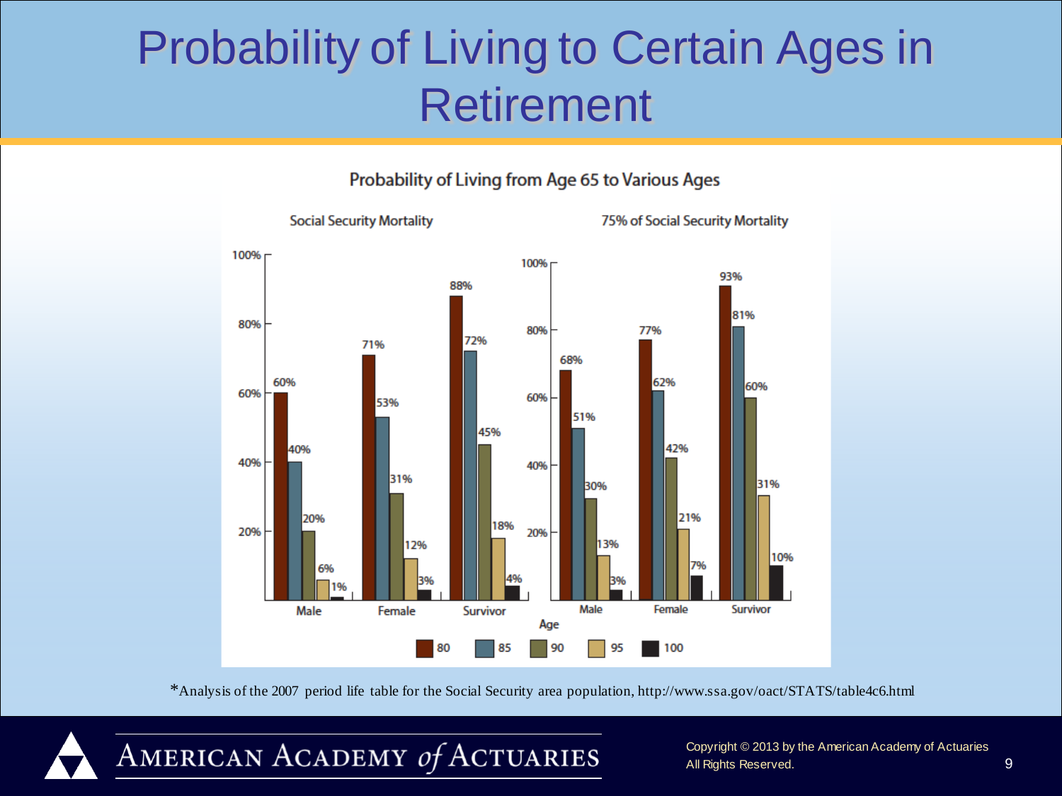# Probability of Living to Certain Ages in Retirement

**Probability of Living from Age 65 to Various Ages**

| Age | Social Security Mortality: Male | Social Security Mortality: Female | Social Security Mortality: Survivor | 75% of Social Security Mortality: Male | 75% of Social Security Mortality: Female | 75% of Social Security Mortality: Survivor |
|---|---|---|---|---|---|---|
| 80 | 60% | 71% | 88% | 68% | 77% | 93% |
| 85 | 40% | 53% | 72% | 51% | 62% | 81% |
| 90 | 20% | 31% | 45% | 30% | 42% | 60% |
| 95 | 6% | 12% | 18% | 13% | 21% | 31% |
| 100 | 1% | 3% | 4% | 3% | 7% | 10% |

*Analysis of the 2007 period life table for the Social Security area population, http://www.ssa.gov/oact/STATS/table4c6.html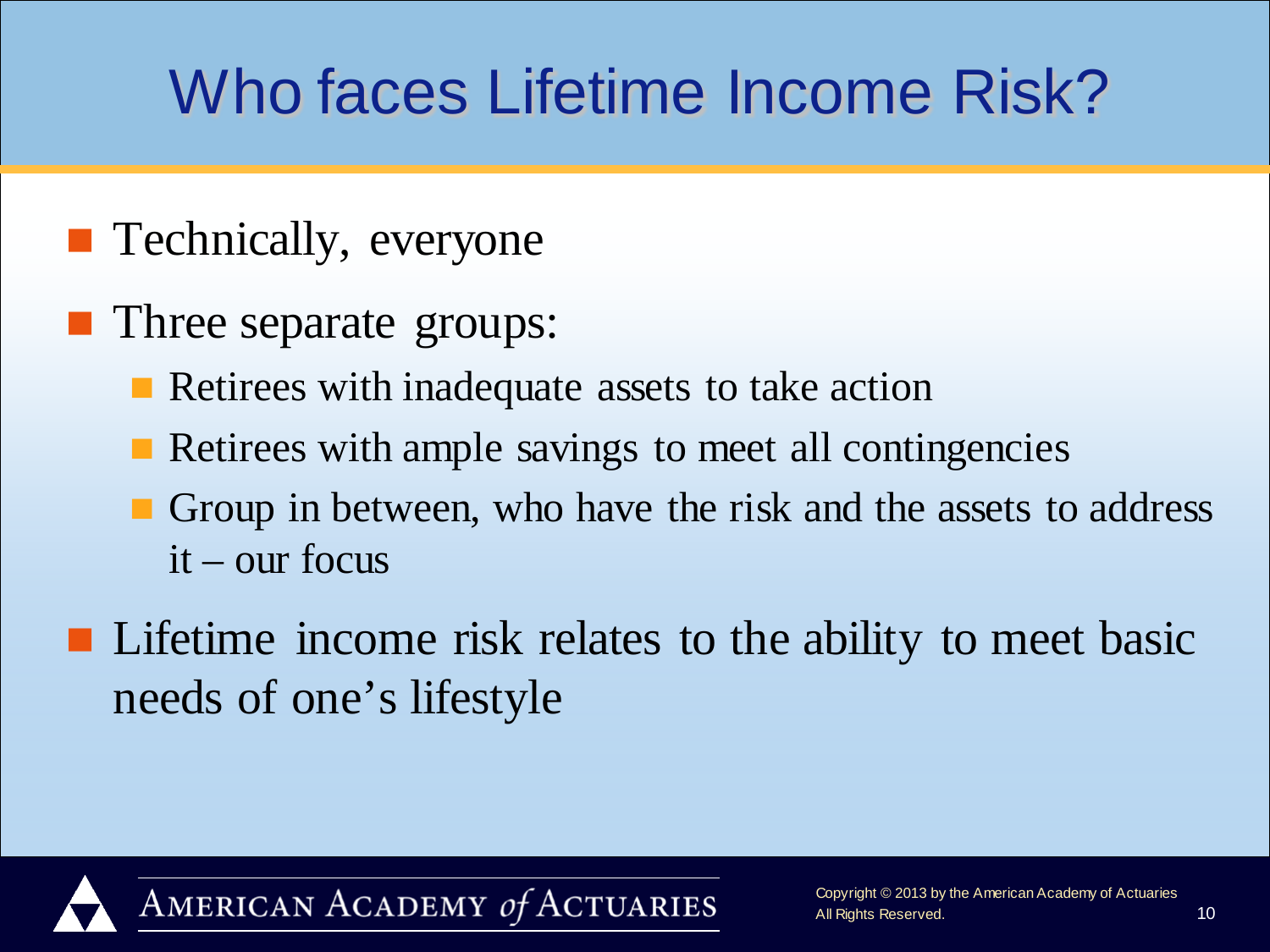# Who faces Lifetime Income Risk?

- Technically, everyone
- Three separate groups:
  - Retirees with inadequate assets to take action
  - Retirees with ample savings to meet all contingencies
  - Group in between, who have the risk and the assets to address it – our focus
- Lifetime income risk relates to the ability to meet basic needs of one's lifestyle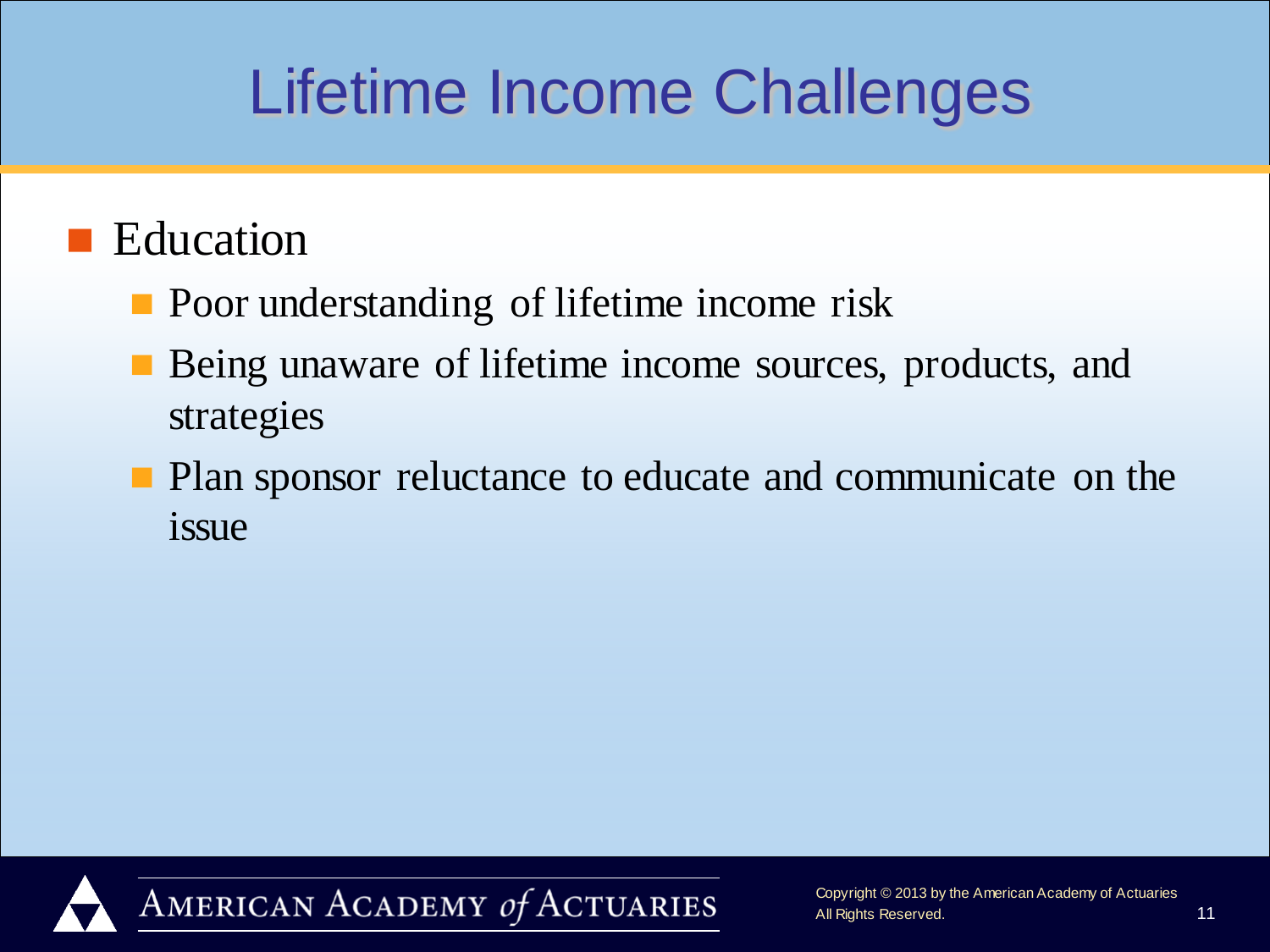# Lifetime Income Challenges

- Education
  - Poor understanding of lifetime income risk
  - Being unaware of lifetime income sources, products, and strategies
  - Plan sponsor reluctance to educate and communicate on the issue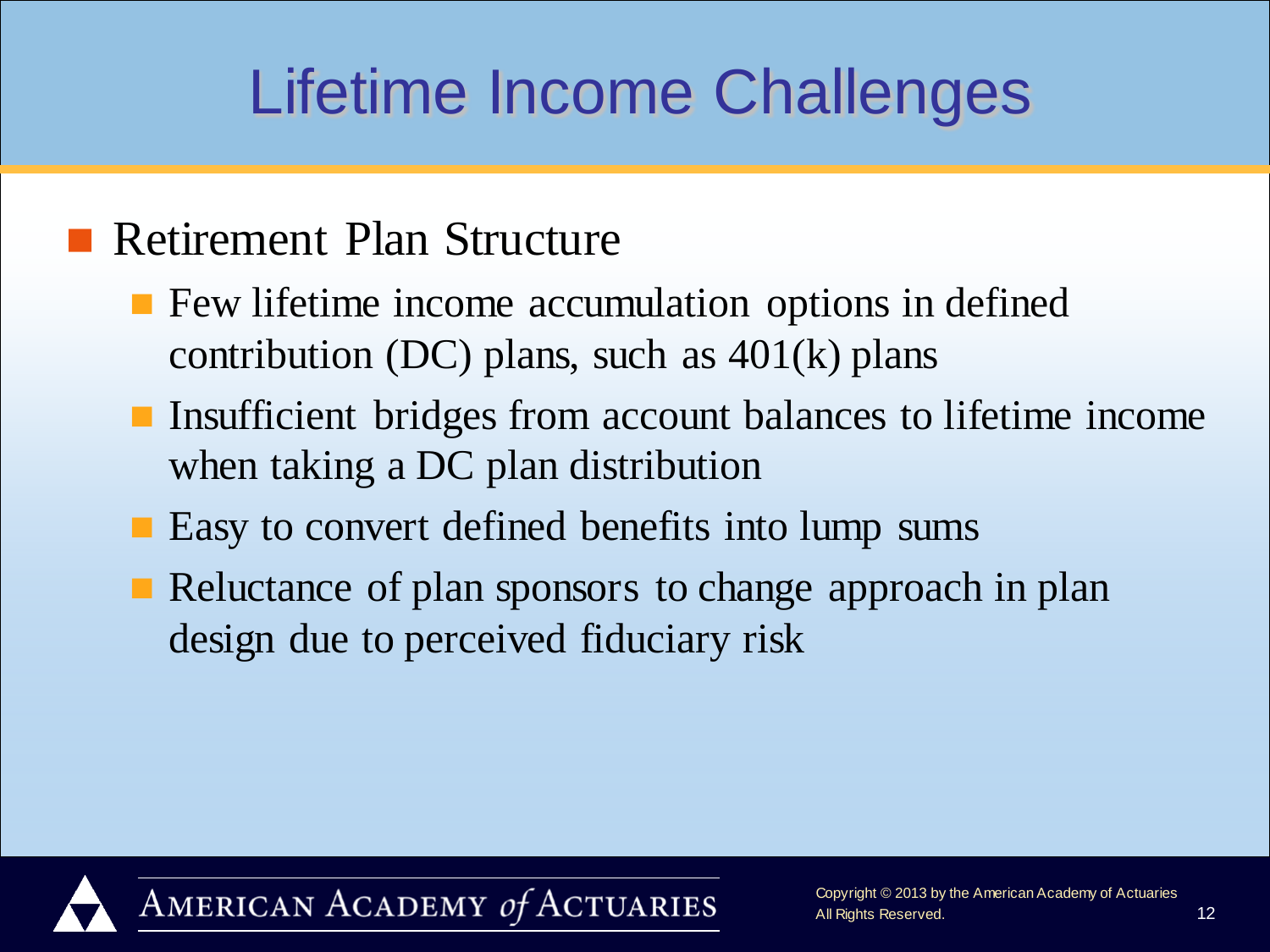# Lifetime Income Challenges

- Retirement Plan Structure
  - Few lifetime income accumulation options in defined contribution (DC) plans, such as 401(k) plans
  - Insufficient bridges from account balances to lifetime income when taking a DC plan distribution
  - Easy to convert defined benefits into lump sums
  - Reluctance of plan sponsors to change approach in plan design due to perceived fiduciary risk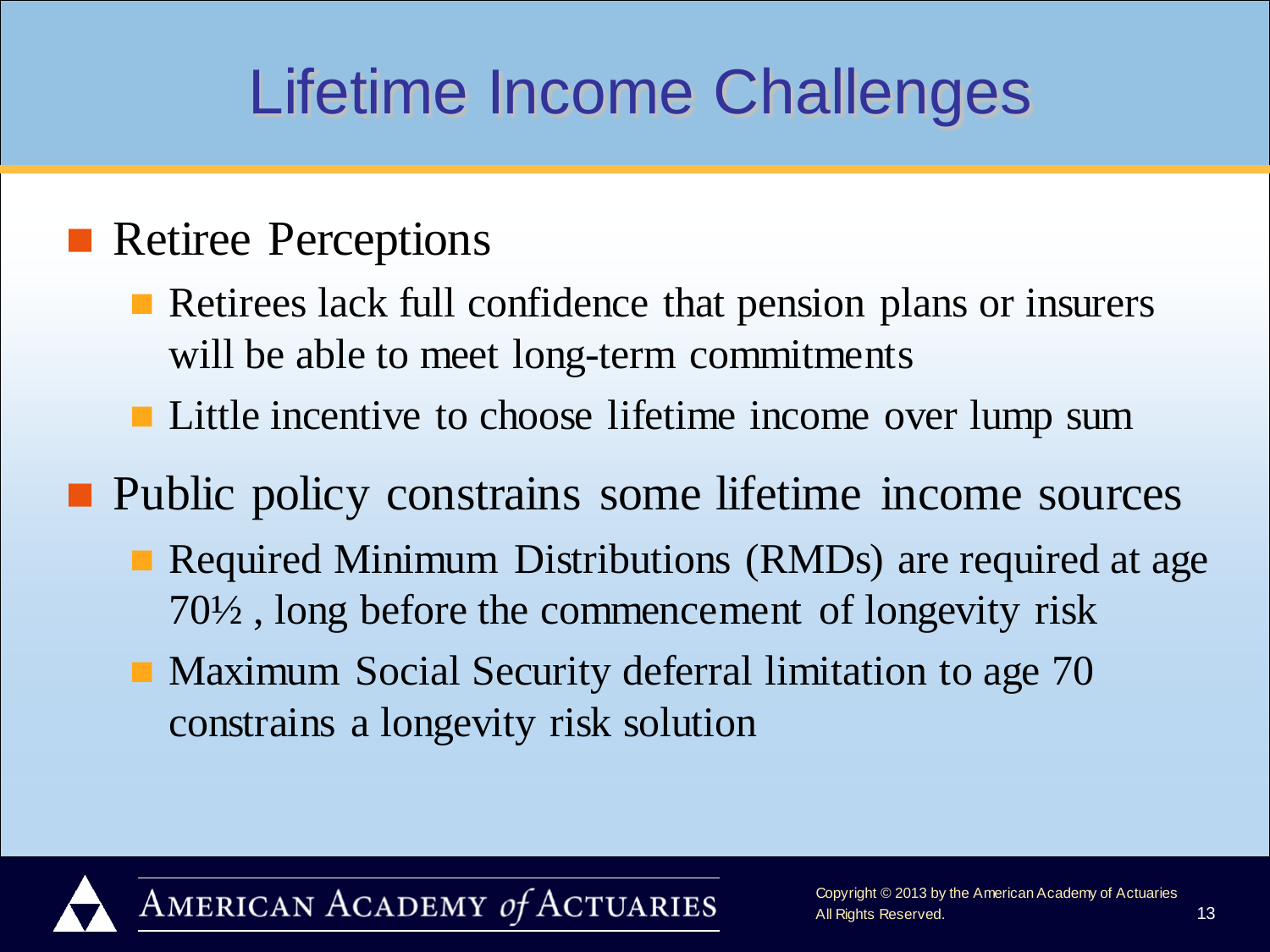# Lifetime Income Challenges

- Retiree Perceptions
  - Retirees lack full confidence that pension plans or insurers will be able to meet long-term commitments
  - Little incentive to choose lifetime income over lump sum
- Public policy constrains some lifetime income sources
  - Required Minimum Distributions (RMDs) are required at age 70½ , long before the commencement of longevity risk
  - Maximum Social Security deferral limitation to age 70 constrains a longevity risk solution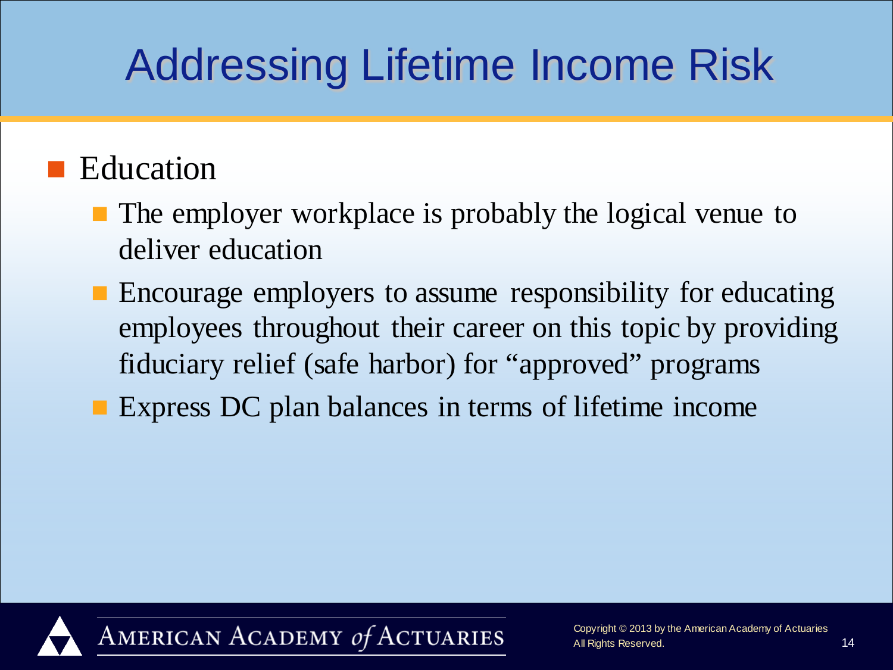# Addressing Lifetime Income Risk

- Education
  - The employer workplace is probably the logical venue to deliver education
  - Encourage employers to assume responsibility for educating employees throughout their career on this topic by providing fiduciary relief (safe harbor) for "approved" programs
  - Express DC plan balances in terms of lifetime income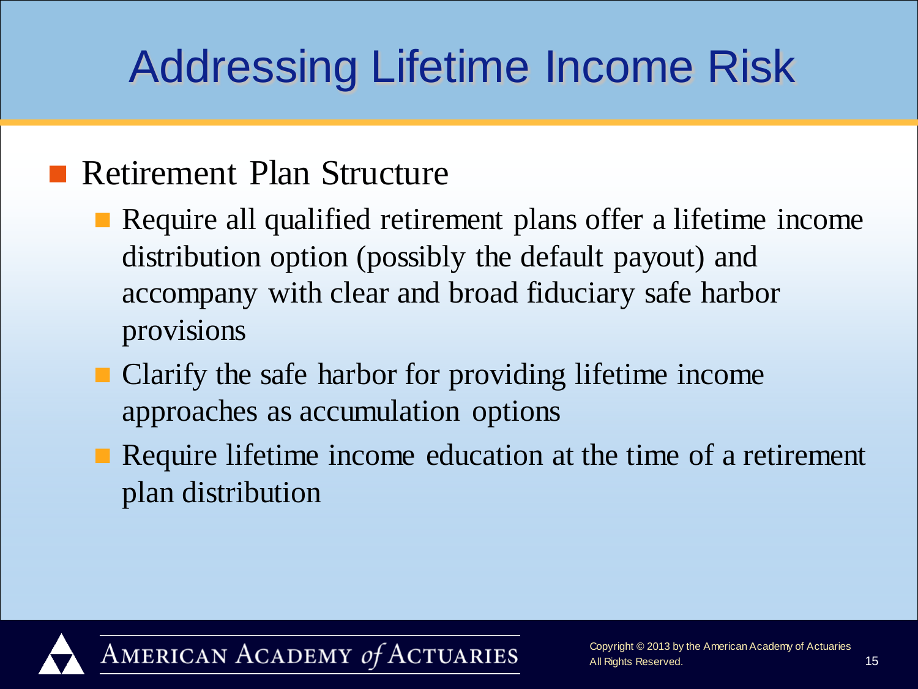# Addressing Lifetime Income Risk

- Retirement Plan Structure
  - Require all qualified retirement plans offer a lifetime income distribution option (possibly the default payout) and accompany with clear and broad fiduciary safe harbor provisions
  - Clarify the safe harbor for providing lifetime income approaches as accumulation options
  - Require lifetime income education at the time of a retirement plan distribution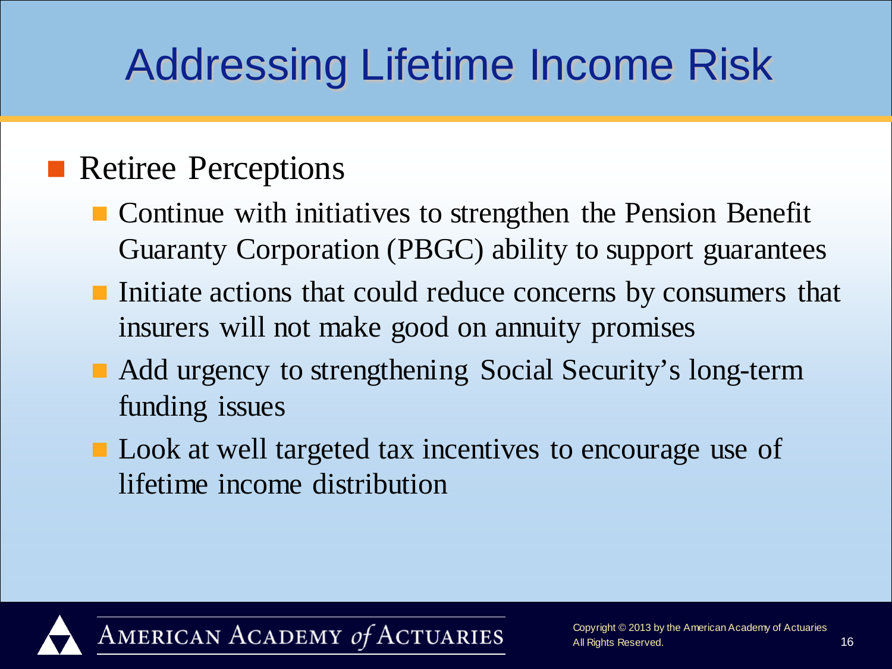# Addressing Lifetime Income Risk

- Retiree Perceptions
  - Continue with initiatives to strengthen the Pension Benefit Guaranty Corporation (PBGC) ability to support guarantees
  - Initiate actions that could reduce concerns by consumers that insurers will not make good on annuity promises
  - Add urgency to strengthening Social Security's long-term funding issues
  - Look at well targeted tax incentives to encourage use of lifetime income distribution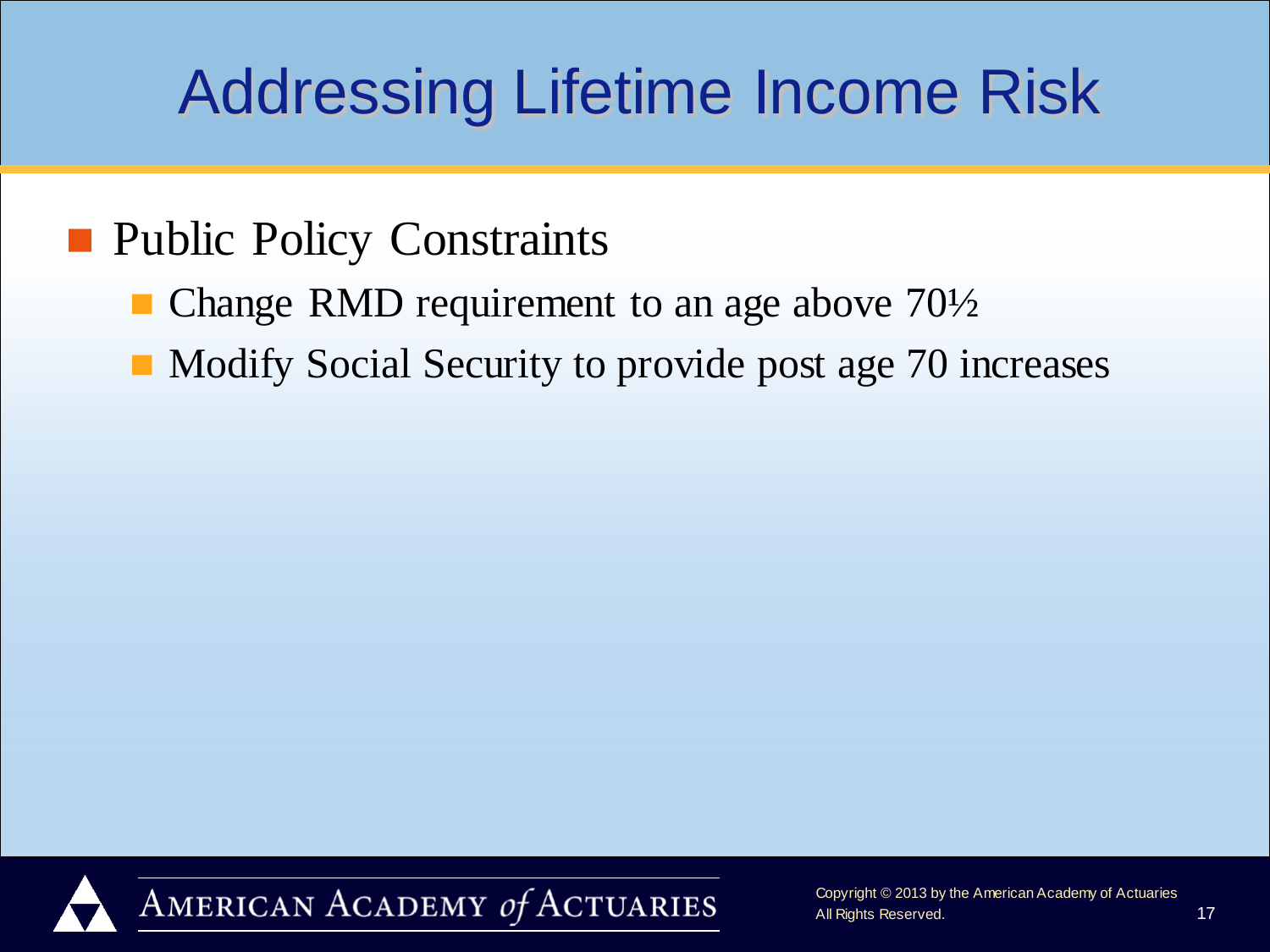# Addressing Lifetime Income Risk

- Public Policy Constraints
  - Change RMD requirement to an age above 70½
  - Modify Social Security to provide post age 70 increases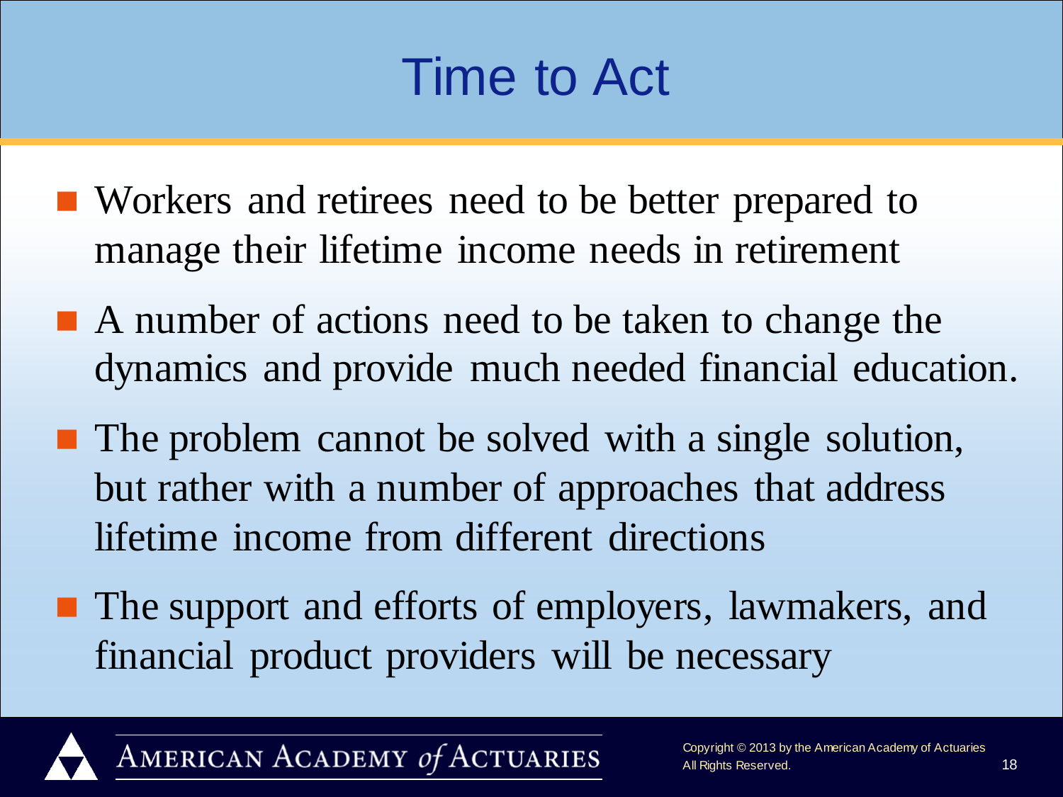# Time to Act

- Workers and retirees need to be better prepared to manage their lifetime income needs in retirement
- A number of actions need to be taken to change the dynamics and provide much needed financial education.
- The problem cannot be solved with a single solution, but rather with a number of approaches that address lifetime income from different directions
- The support and efforts of employers, lawmakers, and financial product providers will be necessary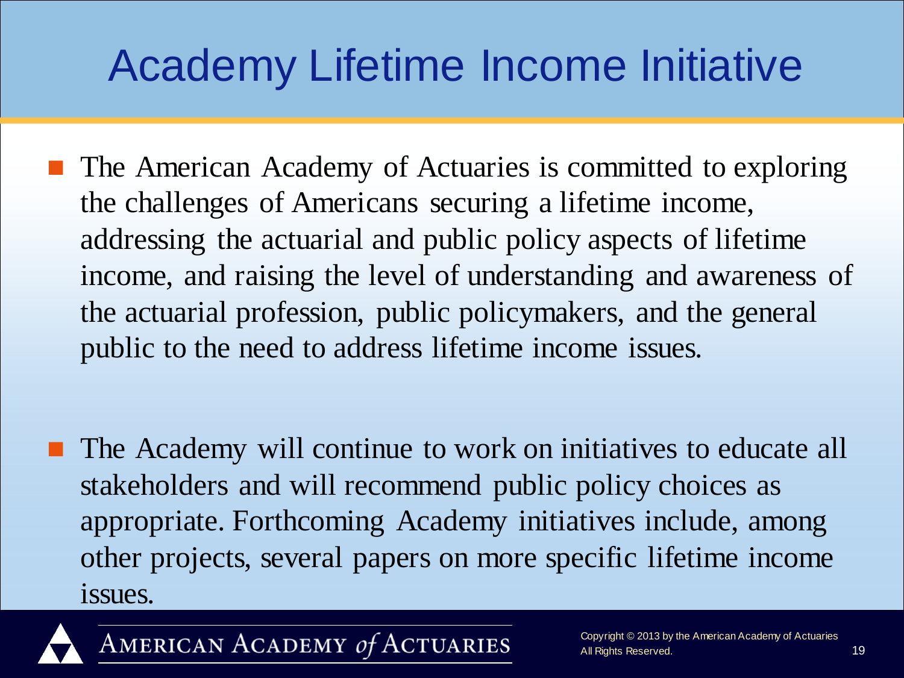# Academy Lifetime Income Initiative

- The American Academy of Actuaries is committed to exploring the challenges of Americans securing a lifetime income, addressing the actuarial and public policy aspects of lifetime income, and raising the level of understanding and awareness of the actuarial profession, public policymakers, and the general public to the need to address lifetime income issues.

- The Academy will continue to work on initiatives to educate all stakeholders and will recommend public policy choices as appropriate. Forthcoming Academy initiatives include, among other projects, several papers on more specific lifetime income issues.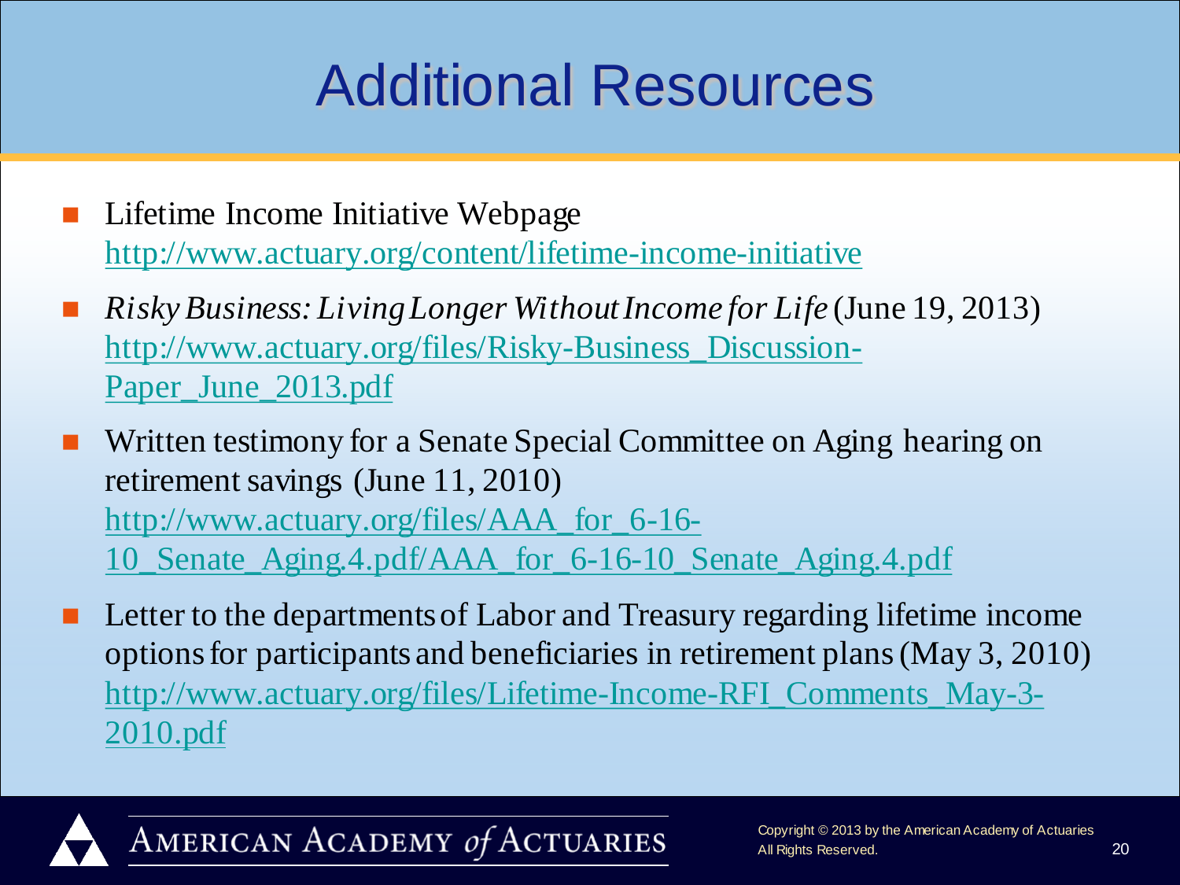# Additional Resources

- Lifetime Income Initiative Webpage
  http://www.actuary.org/content/lifetime-income-initiative
- *Risky Business: Living Longer Without Income for Life* (June 19, 2013)
  http://www.actuary.org/files/Risky-Business_Discussion-Paper_June_2013.pdf
- Written testimony for a Senate Special Committee on Aging hearing on retirement savings (June 11, 2010)
  http://www.actuary.org/files/AAA_for_6-16-10_Senate_Aging.4.pdf/AAA_for_6-16-10_Senate_Aging.4.pdf
- Letter to the departments of Labor and Treasury regarding lifetime income options for participants and beneficiaries in retirement plans (May 3, 2010)
  http://www.actuary.org/files/Lifetime-Income-RFI_Comments_May-3-2010.pdf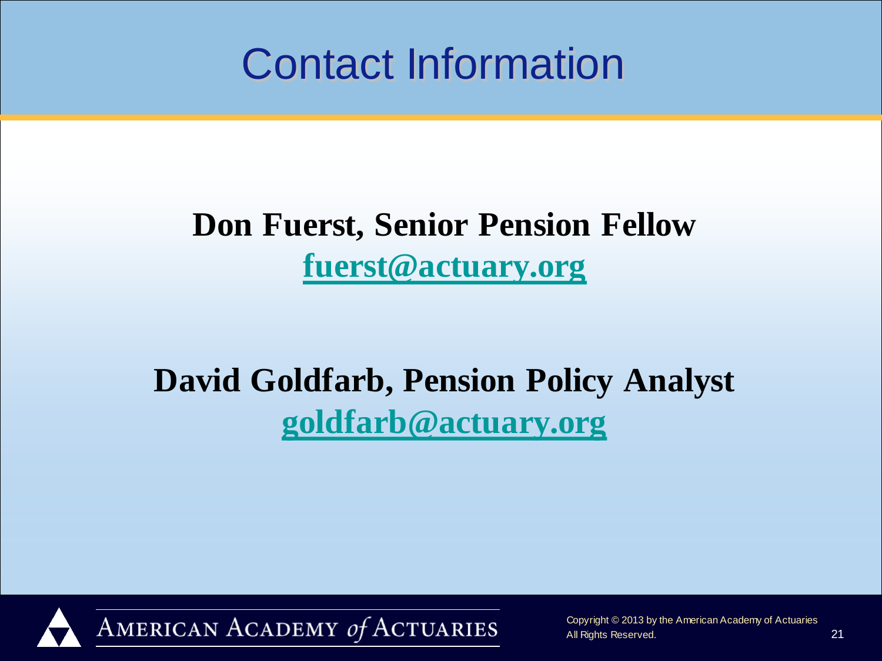# Contact Information

**Don Fuerst, Senior Pension Fellow**
**fuerst@actuary.org**

**David Goldfarb, Pension Policy Analyst**
**goldfarb@actuary.org**